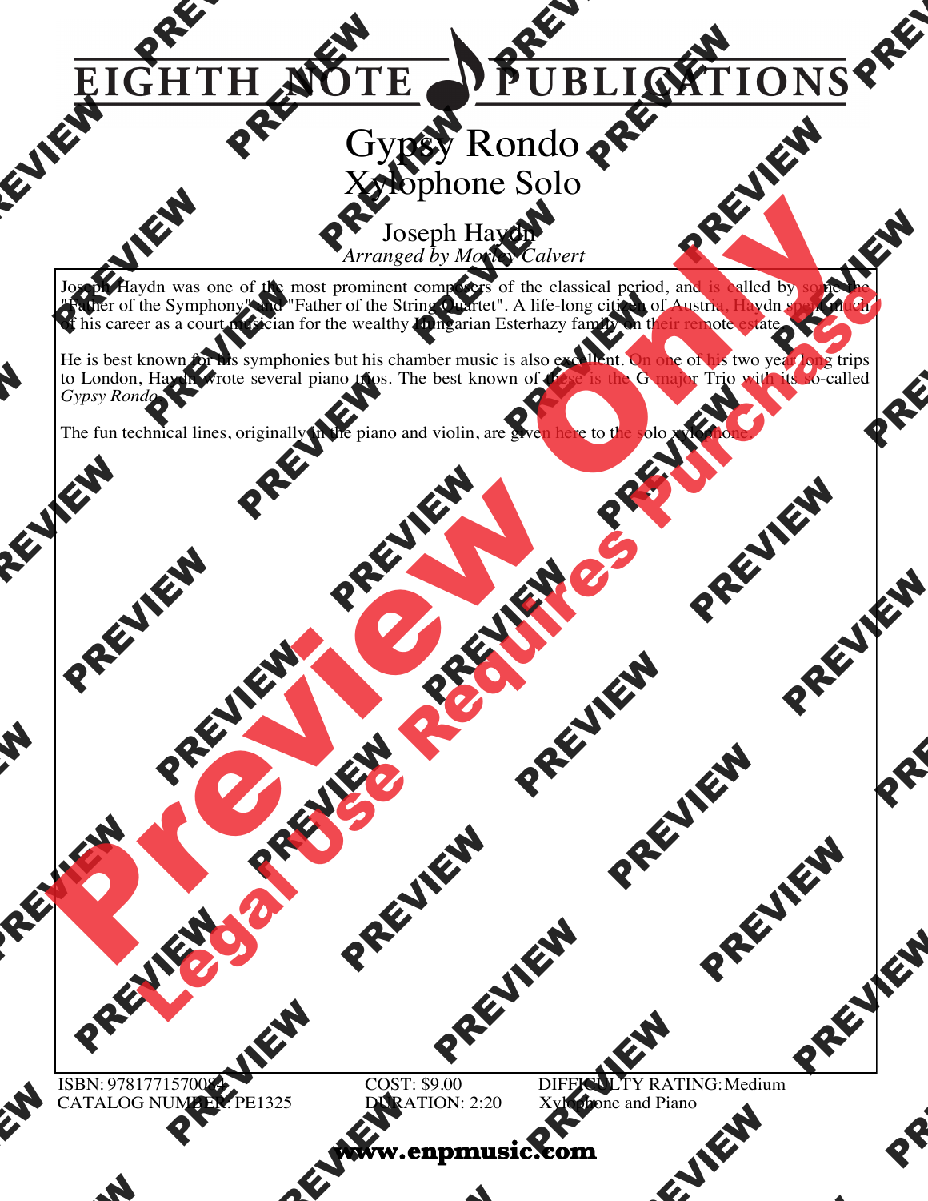# EIGHTH NOTE PUBLICATIONS

# Gypsy Rondo
## Xylophone Solo

Joseph Haydn
*Arranged by Morley Calvert*

Joseph Haydn was one of the most prominent composers of the classical period, and is called by some the "Father of the Symphony" and "Father of the String Quartet". A life-long citizen of Austria, Haydn spent much of his career as a court musician for the wealthy Hungarian Esterhazy family on their remote estate.

He is best known for his symphonies but his chamber music is also excellent. On one of his two year long trips to London, Haydn wrote several piano trios. The best known of these is the G major Trio with its so-called *Gypsy Rondo*.

The fun technical lines, originally in the piano and violin, are given here to the solo xylophone.

ISBN: 9781771570084
CATALOG NUMBER: PE1325
COST: $9.00
DURATION: 2:20
DIFFICULTY RATING: Medium
Xylophone and Piano

www.enpmusic.com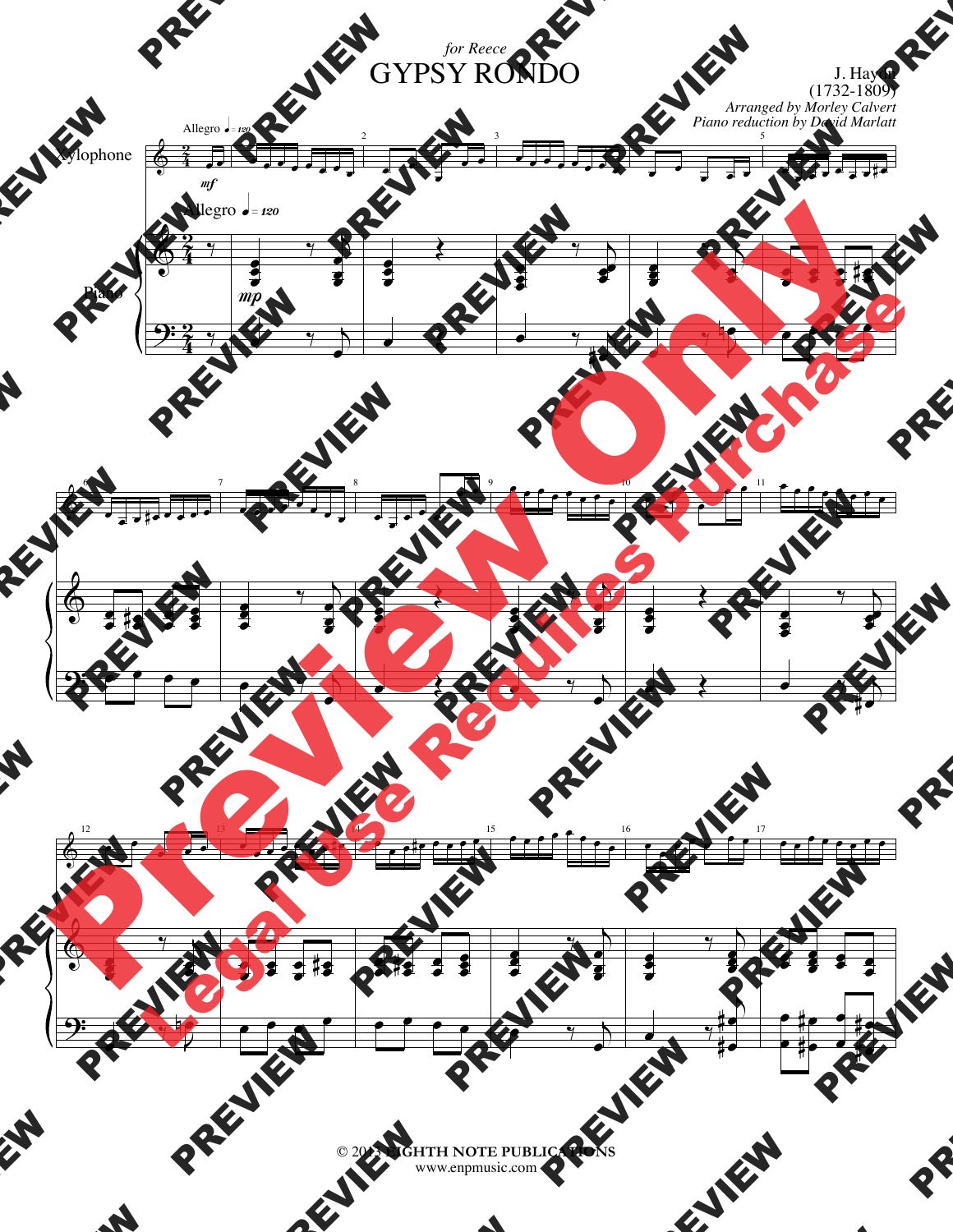*for Reece*

# GYPSY RONDO

J. Haydn
(1732-1809)
*Arranged by Morley Calvert*
*Piano reduction by David Marlatt*

Xylophone

Piano

Allegro ♩= 120

© 2013 EIGHTH NOTE PUBLICATIONS
www.enpmusic.com